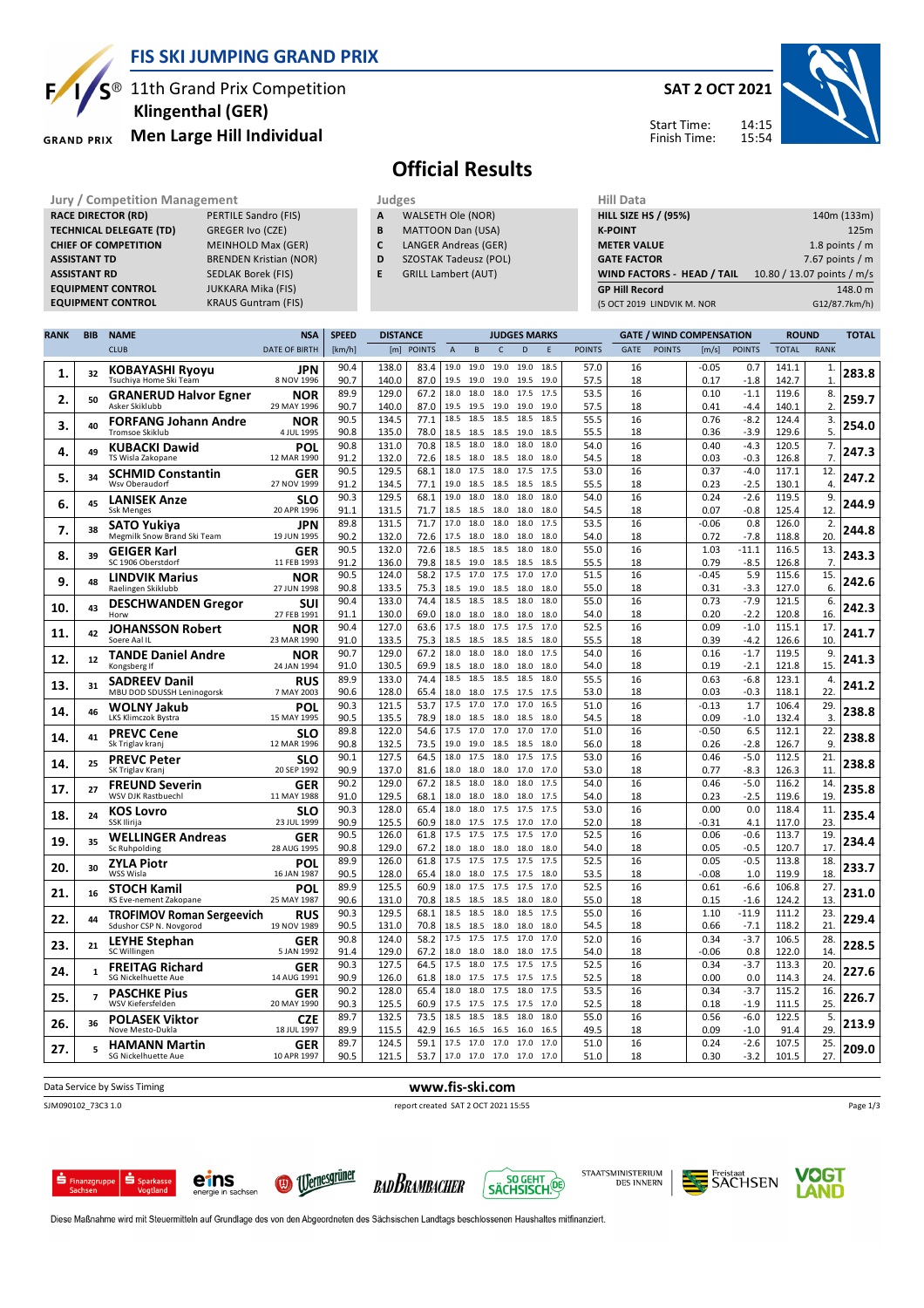# FIS SKI JUMPING GRAND PRIX

11th Grand Prix Competition
**Klingenthal (GER)**
**Men Large Hill Individual**

**SAT 2 OCT 2021**

Start Time: 14:15
Finish Time: 15:54

## Official Results

| Jury / Competition Management | |
|---|---|
| **RACE DIRECTOR (RD)** | PERTILE Sandro (FIS) |
| **TECHNICAL DELEGATE (TD)** | GREGER Ivo (CZE) |
| **CHIEF OF COMPETITION** | MEINHOLD Max (GER) |
| **ASSISTANT TD** | BRENDEN Kristian (NOR) |
| **ASSISTANT RD** | SEDLAK Borek (FIS) |
| **EQUIPMENT CONTROL** | JUKKARA Mika (FIS) |
| **EQUIPMENT CONTROL** | KRAUS Guntram (FIS) |

| Judges | |
|---|---|
| **A** | WALSETH Ole (NOR) |
| **B** | MATTOON Dan (USA) |
| **C** | LANGER Andreas (GER) |
| **D** | SZOSTAK Tadeusz (POL) |
| **E** | GRILL Lambert (AUT) |

| Hill Data | |
|---|---|
| **HILL SIZE HS / (95%)** | 140m (133m) |
| **K-POINT** | 125m |
| **METER VALUE** | 1.8 points / m |
| **GATE FACTOR** | 7.67 points / m |
| **WIND FACTORS - HEAD / TAIL** | 10.80 / 13.07 points / m/s |
| **GP Hill Record** | 148.0 m |
| (5 OCT 2019 LINDVIK M. NOR | G12/87.7km/h) |

| RANK | BIB | NAME / CLUB | NSA / DATE OF BIRTH | SPEED [km/h] | DISTANCE [m] | DISTANCE POINTS | A | B | C | D | E | JUDGES POINTS | GATE | GATE POINTS | WIND [m/s] | WIND POINTS | ROUND TOTAL | ROUND RANK | TOTAL |
|---|---|---|---|---|---|---|---|---|---|---|---|---|---|---|---|---|---|---|---|
| 1. | 32 | **KOBAYASHI Ryoyu** | **JPN** | 90.4 | 138.0 | 83.4 | 19.0 | 19.0 | 19.0 | 19.0 | 18.5 | 57.0 | 16 | | -0.05 | 0.7 | 141.1 | 1. | 283.8 |
| | | Tsuchiya Home Ski Team | 8 NOV 1996 | 90.7 | 140.0 | 87.0 | 19.5 | 19.0 | 19.0 | 19.5 | 19.0 | 57.5 | 18 | | 0.17 | -1.8 | 142.7 | 1. | |
| 2. | 50 | **GRANERUD Halvor Egner** | **NOR** | 89.9 | 129.0 | 67.2 | 18.0 | 18.0 | 18.0 | 17.5 | 17.5 | 53.5 | 16 | | 0.10 | -1.1 | 119.6 | 8. | 259.7 |
| | | Asker Skiklubb | 29 MAY 1996 | 90.7 | 140.0 | 87.0 | 19.5 | 19.5 | 19.0 | 19.0 | 19.0 | 57.5 | 18 | | 0.41 | -4.4 | 140.1 | 2. | |
| 3. | 40 | **FORFANG Johann Andre** | **NOR** | 90.5 | 134.5 | 77.1 | 18.5 | 18.5 | 18.5 | 18.5 | 18.5 | 55.5 | 16 | | 0.76 | -8.2 | 124.4 | 3. | 254.0 |
| | | Tromsoe Skiklub | 4 JUL 1995 | 90.8 | 135.0 | 78.0 | 18.5 | 18.5 | 18.5 | 19.0 | 18.5 | 55.5 | 18 | | 0.36 | -3.9 | 129.6 | 5. | |
| 4. | 49 | **KUBACKI Dawid** | **POL** | 90.8 | 131.0 | 70.8 | 18.5 | 18.0 | 18.0 | 18.0 | 18.0 | 54.0 | 16 | | 0.40 | -4.3 | 120.5 | 7. | 247.3 |
| | | TS Wisla Zakopane | 12 MAR 1990 | 91.2 | 132.0 | 72.6 | 18.5 | 18.0 | 18.5 | 18.0 | 18.0 | 54.5 | 18 | | 0.03 | -0.3 | 126.8 | 7. | |
| 5. | 34 | **SCHMID Constantin** | **GER** | 90.5 | 129.5 | 68.1 | 18.0 | 17.5 | 18.0 | 17.5 | 17.5 | 53.0 | 16 | | 0.37 | -4.0 | 117.1 | 12. | 247.2 |
| | | Wsv Oberaudorf | 27 NOV 1999 | 91.2 | 134.5 | 77.1 | 19.0 | 18.5 | 18.5 | 18.5 | 18.5 | 55.5 | 18 | | 0.23 | -2.5 | 130.1 | 4. | |
| 6. | 45 | **LANISEK Anze** | **SLO** | 90.3 | 129.5 | 68.1 | 19.0 | 18.0 | 18.0 | 18.0 | 18.0 | 54.0 | 16 | | 0.24 | -2.6 | 119.5 | 9. | 244.9 |
| | | Ssk Menges | 20 APR 1996 | 91.1 | 131.5 | 71.7 | 18.5 | 18.5 | 18.0 | 18.0 | 18.0 | 54.5 | 18 | | 0.07 | -0.8 | 125.4 | 12. | |
| 7. | 38 | **SATO Yukiya** | **JPN** | 89.8 | 131.5 | 71.7 | 17.0 | 18.0 | 18.0 | 18.0 | 17.5 | 53.5 | 16 | | -0.06 | 0.8 | 126.0 | 2. | 244.8 |
| | | Megmilk Snow Brand Ski Team | 19 JUN 1995 | 90.2 | 132.0 | 72.6 | 17.5 | 18.0 | 18.0 | 18.0 | 18.0 | 54.0 | 18 | | 0.72 | -7.8 | 118.8 | 20. | |
| 8. | 39 | **GEIGER Karl** | **GER** | 90.5 | 132.0 | 72.6 | 18.5 | 18.5 | 18.5 | 18.0 | 18.0 | 55.0 | 16 | | 1.03 | -11.1 | 116.5 | 13. | 243.3 |
| | | SC 1906 Oberstdorf | 11 FEB 1993 | 91.2 | 136.0 | 79.8 | 18.5 | 18.5 | 18.5 | 18.5 | 18.5 | 55.5 | 18 | | 0.79 | -8.5 | 126.8 | 7. | |
| 9. | 48 | **LINDVIK Marius** | **NOR** | 90.5 | 124.0 | 58.2 | 17.5 | 17.0 | 17.5 | 17.0 | 17.0 | 51.5 | 16 | | -0.45 | 5.9 | 115.6 | 15. | 242.6 |
| | | Raelingen Skiklubb | 27 JUN 1998 | 90.8 | 133.5 | 75.3 | 18.5 | 19.0 | 18.5 | 18.0 | 18.0 | 55.0 | 18 | | 0.31 | -3.3 | 127.0 | 6. | |
| 10. | 43 | **DESCHWANDEN Gregor** | **SUI** | 90.4 | 133.0 | 74.4 | 18.5 | 18.5 | 18.5 | 18.0 | 18.0 | 55.0 | 16 | | 0.73 | -7.9 | 121.5 | 6. | 242.3 |
| | | Horw | 27 FEB 1991 | 91.1 | 130.0 | 69.0 | 18.0 | 18.0 | 18.0 | 18.0 | 18.0 | 54.0 | 18 | | 0.20 | -2.2 | 120.8 | 16. | |
| 11. | 42 | **JOHANSSON Robert** | **NOR** | 90.4 | 127.0 | 63.6 | 17.5 | 18.0 | 17.5 | 17.5 | 17.0 | 52.5 | 16 | | 0.09 | -1.0 | 115.1 | 17. | 241.7 |
| | | Soere Aal IL | 23 MAR 1990 | 91.0 | 133.5 | 75.3 | 18.5 | 18.5 | 18.5 | 18.5 | 18.0 | 55.5 | 18 | | 0.39 | -4.2 | 126.6 | 10. | |
| 12. | 12 | **TANDE Daniel Andre** | **NOR** | 90.7 | 129.0 | 67.2 | 18.0 | 18.0 | 18.0 | 18.0 | 17.5 | 54.0 | 16 | | 0.16 | -1.7 | 119.5 | 9. | 241.3 |
| | | Kongsberg If | 24 JAN 1994 | 91.0 | 130.5 | 69.9 | 18.5 | 18.0 | 18.0 | 18.0 | 18.0 | 54.0 | 18 | | 0.19 | -2.1 | 121.8 | 15. | |
| 13. | 31 | **SADREEV Danil** | **RUS** | 89.9 | 133.0 | 74.4 | 18.5 | 18.5 | 18.5 | 18.5 | 18.0 | 55.5 | 16 | | 0.63 | -6.8 | 123.1 | 4. | 241.2 |
| | | MBU DOD SDUSSH Leninogorsk | 7 MAY 2003 | 90.6 | 128.0 | 65.4 | 18.0 | 18.0 | 17.5 | 17.5 | 17.5 | 53.0 | 18 | | 0.03 | -0.3 | 118.1 | 22. | |
| 14. | 46 | **WOLNY Jakub** | **POL** | 90.3 | 121.5 | 53.7 | 17.5 | 17.0 | 17.0 | 17.0 | 16.5 | 51.0 | 16 | | -0.13 | 1.7 | 106.4 | 29. | 238.8 |
| | | LKS Klimczok Bystra | 15 MAY 1995 | 90.5 | 135.5 | 78.9 | 18.0 | 18.5 | 18.0 | 18.5 | 18.0 | 54.5 | 18 | | 0.09 | -1.0 | 132.4 | 3. | |
| 14. | 41 | **PREVC Cene** | **SLO** | 89.8 | 122.0 | 54.6 | 17.5 | 17.0 | 17.0 | 17.0 | 17.0 | 51.0 | 16 | | -0.50 | 6.5 | 112.1 | 22. | 238.8 |
| | | Sk Triglav kranj | 12 MAR 1996 | 90.8 | 132.5 | 73.5 | 19.0 | 19.0 | 18.5 | 18.5 | 18.0 | 56.0 | 18 | | 0.26 | -2.8 | 126.7 | 9. | |
| 14. | 25 | **PREVC Peter** | **SLO** | 90.1 | 127.5 | 64.5 | 18.0 | 17.5 | 18.0 | 17.5 | 17.5 | 53.0 | 16 | | 0.46 | -5.0 | 112.5 | 21. | 238.8 |
| | | SK Triglav Kranj | 20 SEP 1992 | 90.9 | 137.0 | 81.6 | 18.0 | 18.0 | 18.0 | 17.0 | 17.0 | 53.0 | 18 | | 0.77 | -8.3 | 126.3 | 11. | |
| 17. | 27 | **FREUND Severin** | **GER** | 90.2 | 129.0 | 67.2 | 18.5 | 18.0 | 18.0 | 18.0 | 17.5 | 54.0 | 16 | | 0.46 | -5.0 | 116.2 | 14. | 235.8 |
| | | WSV DJK Rastbuechl | 11 MAY 1988 | 91.0 | 129.5 | 68.1 | 18.0 | 18.0 | 18.0 | 18.0 | 17.5 | 54.0 | 18 | | 0.23 | -2.5 | 119.6 | 19. | |
| 18. | 24 | **KOS Lovro** | **SLO** | 90.3 | 128.0 | 65.4 | 18.0 | 18.0 | 17.5 | 17.5 | 17.5 | 53.0 | 16 | | 0.00 | 0.0 | 118.4 | 11. | 235.4 |
| | | SSK Ilirija | 23 JUL 1999 | 90.9 | 125.5 | 60.9 | 18.0 | 17.5 | 17.5 | 17.0 | 17.0 | 52.0 | 18 | | -0.31 | 4.1 | 117.0 | 23. | |
| 19. | 35 | **WELLINGER Andreas** | **GER** | 90.5 | 126.0 | 61.8 | 17.5 | 17.5 | 17.5 | 17.5 | 17.0 | 52.5 | 16 | | 0.06 | -0.6 | 113.7 | 19. | 234.4 |
| | | Sc Ruhpolding | 28 AUG 1995 | 90.8 | 129.0 | 67.2 | 18.0 | 18.0 | 18.0 | 18.0 | 18.0 | 54.0 | 18 | | 0.05 | -0.5 | 120.7 | 17. | |
| 20. | 30 | **ZYLA Piotr** | **POL** | 89.9 | 126.0 | 61.8 | 17.5 | 17.5 | 17.5 | 17.5 | 17.5 | 52.5 | 16 | | 0.05 | -0.5 | 113.8 | 18. | 233.7 |
| | | WSS Wisla | 16 JAN 1987 | 90.5 | 128.0 | 65.4 | 18.0 | 18.0 | 17.5 | 17.5 | 18.0 | 53.5 | 18 | | -0.08 | 1.0 | 119.9 | 18. | |
| 21. | 16 | **STOCH Kamil** | **POL** | 89.9 | 125.5 | 60.9 | 18.0 | 17.5 | 17.5 | 17.5 | 17.0 | 52.5 | 16 | | 0.61 | -6.6 | 106.8 | 27. | 231.0 |
| | | KS Eve-nement Zakopane | 25 MAY 1987 | 90.6 | 131.0 | 70.8 | 18.5 | 18.5 | 18.5 | 18.0 | 18.0 | 55.0 | 18 | | 0.15 | -1.6 | 124.2 | 13. | |
| 22. | 44 | **TROFIMOV Roman Sergeevich** | **RUS** | 90.3 | 129.5 | 68.1 | 18.5 | 18.5 | 18.0 | 18.5 | 17.5 | 55.0 | 16 | | 1.10 | -11.9 | 111.2 | 23. | 229.4 |
| | | Sdushor CSP N. Novgorod | 19 NOV 1989 | 90.5 | 131.0 | 70.8 | 18.5 | 18.5 | 18.0 | 18.0 | 18.0 | 54.5 | 18 | | 0.66 | -7.1 | 118.2 | 21. | |
| 23. | 21 | **LEYHE Stephan** | **GER** | 90.8 | 124.0 | 58.2 | 17.5 | 17.5 | 17.5 | 17.0 | 17.0 | 52.0 | 16 | | 0.34 | -3.7 | 106.5 | 28. | 228.5 |
| | | SC Willingen | 5 JAN 1992 | 91.4 | 129.0 | 67.2 | 18.0 | 18.0 | 18.0 | 18.0 | 17.5 | 54.0 | 18 | | -0.06 | 0.8 | 122.0 | 14. | |
| 24. | 1 | **FREITAG Richard** | **GER** | 90.3 | 127.5 | 64.5 | 17.5 | 18.0 | 17.5 | 17.5 | 17.5 | 52.5 | 16 | | 0.34 | -3.7 | 113.3 | 20. | 227.6 |
| | | SG Nickelhuette Aue | 14 AUG 1991 | 90.9 | 126.0 | 61.8 | 18.0 | 17.5 | 17.5 | 17.5 | 17.5 | 52.5 | 18 | | 0.00 | 0.0 | 114.3 | 24. | |
| 25. | 7 | **PASCHKE Pius** | **GER** | 90.2 | 128.0 | 65.4 | 18.0 | 18.0 | 17.5 | 18.0 | 17.5 | 53.5 | 16 | | 0.34 | -3.7 | 115.2 | 16. | 226.7 |
| | | WSV Kiefersfelden | 20 MAY 1990 | 90.3 | 125.5 | 60.9 | 17.5 | 17.5 | 17.5 | 17.5 | 17.0 | 52.5 | 18 | | 0.18 | -1.9 | 111.5 | 25. | |
| 26. | 36 | **POLASEK Viktor** | **CZE** | 89.7 | 132.5 | 73.5 | 18.5 | 18.5 | 18.5 | 18.0 | 18.0 | 55.0 | 16 | | 0.56 | -6.0 | 122.5 | 5. | 213.9 |
| | | Nove Mesto-Dukla | 18 JUL 1997 | 89.9 | 115.5 | 42.9 | 16.5 | 16.5 | 16.5 | 16.0 | 16.5 | 49.5 | 18 | | 0.09 | -1.0 | 91.4 | 29. | |
| 27. | 5 | **HAMANN Martin** | **GER** | 89.7 | 124.5 | 59.1 | 17.5 | 17.0 | 17.0 | 17.0 | 17.0 | 51.0 | 16 | | 0.24 | -2.6 | 107.5 | 25. | 209.0 |
| | | SG Nickelhuette Aue | 10 APR 1997 | 90.5 | 121.5 | 53.7 | 17.0 | 17.0 | 17.0 | 17.0 | 17.0 | 51.0 | 18 | | 0.30 | -3.2 | 101.5 | 27. | |

Data Service by Swiss Timing

**www.fis-ski.com**

SJM090102_73C3 1.0 report created SAT 2 OCT 2021 15:55

Diese Maßnahme wird mit Steuermitteln auf Grundlage des von den Abgeordneten des Sächsischen Landtags beschlossenen Haushaltes mitfinanziert.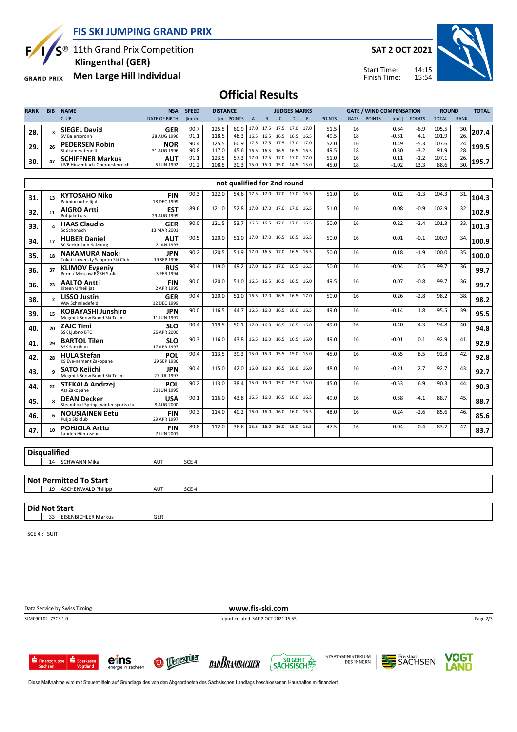# FIS SKI JUMPING GRAND PRIX

11th Grand Prix Competition
**Klingenthal (GER)**
**Men Large Hill Individual**

**SAT 2 OCT 2021**

Start Time: 14:15
Finish Time: 15:54

## Official Results

| RANK | BIB | NAME / CLUB | NSA / DATE OF BIRTH | SPEED [km/h] | DISTANCE [m] | DISTANCE POINTS | A | B | C | D | E | JUDGES POINTS | GATE | GATE POINTS | WIND [m/s] | WIND POINTS | ROUND TOTAL | ROUND RANK | TOTAL |
|---|---|---|---|---|---|---|---|---|---|---|---|---|---|---|---|---|---|---|---|
| 28. | 3 | **SIEGEL David** SV Baiersbronn | **GER** 28 AUG 1996 | 90.7 | 125.5 | 60.9 | 17.0 | 17.5 | 17.5 | 17.0 | 17.0 | 51.5 | 16 | | 0.64 | -6.9 | 105.5 | 30. | **207.4** |
| | | | | 91.1 | 118.5 | 48.3 | 16.5 | 16.5 | 16.5 | 16.5 | 16.5 | 49.5 | 18 | | -0.31 | 4.1 | 101.9 | 26. | |
| 29. | 26 | **PEDERSEN Robin** Stalkameratene Il | **NOR** 31 AUG 1996 | 90.4 | 125.5 | 60.9 | 17.5 | 17.5 | 17.5 | 17.0 | 17.0 | 52.0 | 16 | | 0.49 | -5.3 | 107.6 | 24. | **199.5** |
| | | | | 90.8 | 117.0 | 45.6 | 16.5 | 16.5 | 16.5 | 16.5 | 16.5 | 49.5 | 18 | | 0.30 | -3.2 | 91.9 | 28. | |
| 30. | 47 | **SCHIFFNER Markus** UVB Hinzenbach-Oberoesterreich | **AUT** 5 JUN 1992 | 91.1 | 123.5 | 57.3 | 17.0 | 17.5 | 17.0 | 17.0 | 17.0 | 51.0 | 16 | | 0.11 | -1.2 | 107.1 | 26. | **195.7** |
| | | | | 91.2 | 108.5 | 30.3 | 15.0 | 15.0 | 15.0 | 14.5 | 15.0 | 45.0 | 18 | | -1.02 | 13.3 | 88.6 | 30. | |

### not qualified for 2nd round

| RANK | BIB | NAME / CLUB | NSA / DATE OF BIRTH | SPEED [km/h] | DISTANCE [m] | DISTANCE POINTS | A | B | C | D | E | JUDGES POINTS | GATE | GATE POINTS | WIND [m/s] | WIND POINTS | ROUND TOTAL | ROUND RANK | TOTAL |
|---|---|---|---|---|---|---|---|---|---|---|---|---|---|---|---|---|---|---|---|
| 31. | 13 | **KYTOSAHO Niko** Paimion urheilijat | **FIN** 18 DEC 1999 | 90.3 | 122.0 | 54.6 | 17.5 | 17.0 | 17.0 | 17.0 | 16.5 | 51.0 | 16 | | 0.12 | -1.3 | 104.3 | 31. | **104.3** |
| 32. | 11 | **AIGRO Artti** Pohjakotkas | **EST** 29 AUG 1999 | 89.6 | 121.0 | 52.8 | 17.0 | 17.0 | 17.0 | 17.0 | 16.5 | 51.0 | 16 | | 0.08 | -0.9 | 102.9 | 32. | **102.9** |
| 33. | 4 | **HAAS Claudio** Sc Schonach | **GER** 13 MAR 2001 | 90.0 | 121.5 | 53.7 | 16.5 | 16.5 | 17.0 | 17.0 | 16.5 | 50.0 | 16 | | 0.22 | -2.4 | 101.3 | 33. | **101.3** |
| 34. | 17 | **HUBER Daniel** SC Seekirchen-Salzburg | **AUT** 2 JAN 1993 | 90.5 | 120.0 | 51.0 | 17.0 | 17.0 | 16.5 | 16.5 | 16.5 | 50.0 | 16 | | 0.01 | -0.1 | 100.9 | 34. | **100.9** |
| 35. | 18 | **NAKAMURA Naoki** Tokai University Sapporo Ski Club | **JPN** 19 SEP 1996 | 90.2 | 120.5 | 51.9 | 17.0 | 16.5 | 17.0 | 16.5 | 16.5 | 50.0 | 16 | | 0.18 | -1.9 | 100.0 | 35. | **100.0** |
| 36. | 37 | **KLIMOV Evgeniy** Perm / Moscow RGSH Stolica | **RUS** 3 FEB 1994 | 90.4 | 119.0 | 49.2 | 17.0 | 16.5 | 17.0 | 16.5 | 16.5 | 50.0 | 16 | | -0.04 | 0.5 | 99.7 | 36. | **99.7** |
| 36. | 23 | **AALTO Antti** Kiteen Urheilijat | **FIN** 2 APR 1995 | 90.0 | 120.0 | 51.0 | 16.5 | 16.5 | 16.5 | 16.5 | 16.0 | 49.5 | 16 | | 0.07 | -0.8 | 99.7 | 36. | **99.7** |
| 38. | 2 | **LISSO Justin** Wsv Schmiedefeld | **GER** 12 DEC 1999 | 90.4 | 120.0 | 51.0 | 16.5 | 17.0 | 16.5 | 16.5 | 17.0 | 50.0 | 16 | | 0.26 | -2.8 | 98.2 | 38. | **98.2** |
| 39. | 15 | **KOBAYASHI Junshiro** Megmilk Snow Brand Ski Team | **JPN** 11 JUN 1991 | 90.0 | 116.5 | 44.7 | 16.5 | 16.0 | 16.5 | 16.0 | 16.5 | 49.0 | 16 | | -0.14 | 1.8 | 95.5 | 39. | **95.5** |
| 40. | 20 | **ZAJC Timi** SSK Ljubno BTC | **SLO** 26 APR 2000 | 90.4 | 119.5 | 50.1 | 17.0 | 16.0 | 16.5 | 16.5 | 16.0 | 49.0 | 16 | | 0.40 | -4.3 | 94.8 | 40. | **94.8** |
| 41. | 29 | **BARTOL Tilen** SSK Sam Ihan | **SLO** 17 APR 1997 | 90.3 | 116.0 | 43.8 | 16.5 | 16.0 | 16.5 | 16.5 | 16.0 | 49.0 | 16 | | -0.01 | 0.1 | 92.9 | 41. | **92.9** |
| 42. | 28 | **HULA Stefan** KS Eve-nement Zakopane | **POL** 29 SEP 1986 | 90.4 | 113.5 | 39.3 | 15.0 | 15.0 | 15.5 | 15.0 | 15.0 | 45.0 | 16 | | -0.65 | 8.5 | 92.8 | 42. | **92.8** |
| 43. | 9 | **SATO Keiichi** Megmilk Snow Brand Ski Team | **JPN** 27 JUL 1997 | 90.4 | 115.0 | 42.0 | 16.0 | 16.0 | 16.5 | 16.0 | 16.0 | 48.0 | 16 | | -0.21 | 2.7 | 92.7 | 43. | **92.7** |
| 44. | 22 | **STEKALA Andrzej** Azs Zakopane | **POL** 30 JUN 1995 | 90.2 | 113.0 | 38.4 | 15.0 | 15.0 | 15.0 | 15.0 | 15.0 | 45.0 | 16 | | -0.53 | 6.9 | 90.3 | 44. | **90.3** |
| 45. | 8 | **DEAN Decker** Steamboat Springs winter sports clu | **USA** 8 AUG 2000 | 90.1 | 116.0 | 43.8 | 16.5 | 16.0 | 16.5 | 16.0 | 16.5 | 49.0 | 16 | | 0.38 | -4.1 | 88.7 | 45. | **88.7** |
| 46. | 6 | **NOUSIAINEN Eetu** Puijo Ski club | **FIN** 29 APR 1997 | 90.3 | 114.0 | 40.2 | 16.0 | 16.0 | 16.0 | 16.0 | 16.5 | 48.0 | 16 | | 0.24 | -2.6 | 85.6 | 46. | **85.6** |
| 47. | 10 | **POHJOLA Arttu** Lahden Hiihtoseura | **FIN** 7 JUN 2001 | 89.8 | 112.0 | 36.6 | 15.5 | 16.0 | 16.0 | 16.0 | 15.5 | 47.5 | 16 | | 0.04 | -0.4 | 83.7 | 47. | **83.7** |

### Disqualified

| BIB | NAME | NSA | REASON |
|---|---|---|---|
| 14 | SCHWANN Mika | AUT | SCE 4 |

### Not Permitted To Start

| BIB | NAME | NSA | REASON |
|---|---|---|---|
| 19 | ASCHENWALD Philipp | AUT | SCE 4 |

### Did Not Start

| BIB | NAME | NSA |
|---|---|---|
| 33 | EISENBICHLER Markus | GER |

SCE 4 : SUIT

Data Service by Swiss Timing

www.fis-ski.com

SJM090102_73C3 1.0 report created SAT 2 OCT 2021 15:55

Diese Maßnahme wird mit Steuermitteln auf Grundlage des von den Abgeordneten des Sächsischen Landtags beschlossenen Haushaltes mitfinanziert.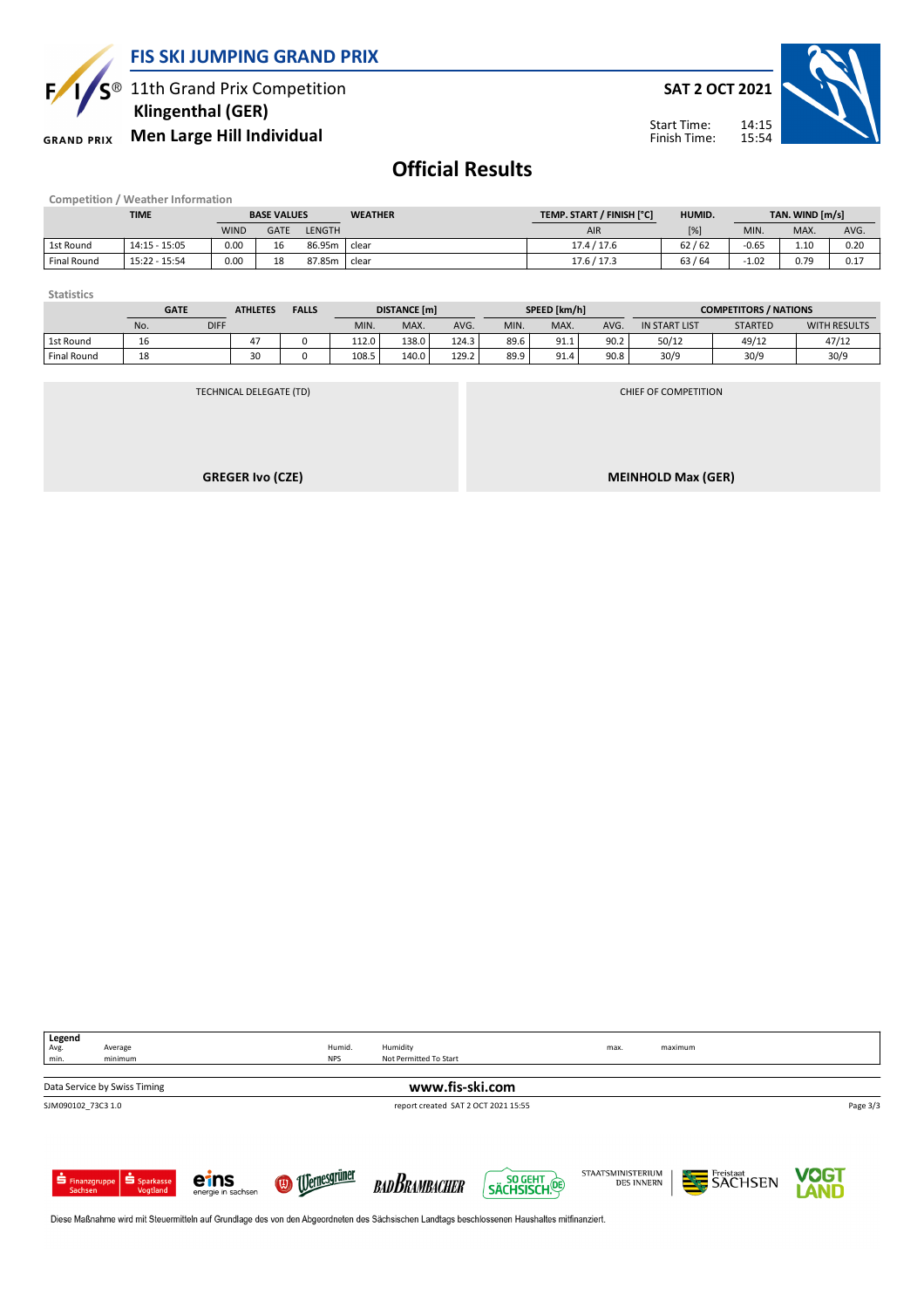# FIS SKI JUMPING GRAND PRIX

11th Grand Prix Competition
**Klingenthal (GER)**
**Men Large Hill Individual**

**SAT 2 OCT 2021**

Start Time: 14:15
Finish Time: 15:54

## Official Results

### Competition / Weather Information

| TIME | | BASE VALUES | | | WEATHER | TEMP. START / FINISH [°C] | HUMID. | TAN. WIND [m/s] | | |
|---|---|---|---|---|---|---|---|---|---|---|
| | | WIND | GATE | LENGTH | | AIR | [%] | MIN. | MAX. | AVG. |
| 1st Round | 14:15 - 15:05 | 0.00 | 16 | 86.95m | clear | 17.4 / 17.6 | 62 / 62 | -0.65 | 1.10 | 0.20 |
| Final Round | 15:22 - 15:54 | 0.00 | 18 | 87.85m | clear | 17.6 / 17.3 | 63 / 64 | -1.02 | 0.79 | 0.17 |

### Statistics

| | GATE | | ATHLETES | FALLS | DISTANCE [m] | | | SPEED [km/h] | | | COMPETITORS / NATIONS | | |
|---|---|---|---|---|---|---|---|---|---|---|---|---|---|
| | No. | DIFF | | | MIN. | MAX. | AVG. | MIN. | MAX. | AVG. | IN START LIST | STARTED | WITH RESULTS |
| 1st Round | 16 | | 47 | 0 | 112.0 | 138.0 | 124.3 | 89.6 | 91.1 | 90.2 | 50/12 | 49/12 | 47/12 |
| Final Round | 18 | | 30 | 0 | 108.5 | 140.0 | 129.2 | 89.9 | 91.4 | 90.8 | 30/9 | 30/9 | 30/9 |

| TECHNICAL DELEGATE (TD) | CHIEF OF COMPETITION |
|---|---|
| **GREGER Ivo (CZE)** | **MEINHOLD Max (GER)** |

**Legend**

| | | | | | |
|---|---|---|---|---|---|
| Avg. | Average | Humid. | Humidity | max. | maximum |
| min. | minimum | NPS | Not Permitted To Start | | |

Data Service by Swiss Timing — www.fis-ski.com

SJM090102_73C3 1.0 — report created SAT 2 OCT 2021 15:55

Diese Maßnahme wird mit Steuermitteln auf Grundlage des von den Abgeordneten des Sächsischen Landtags beschlossenen Haushaltes mitfinanziert.